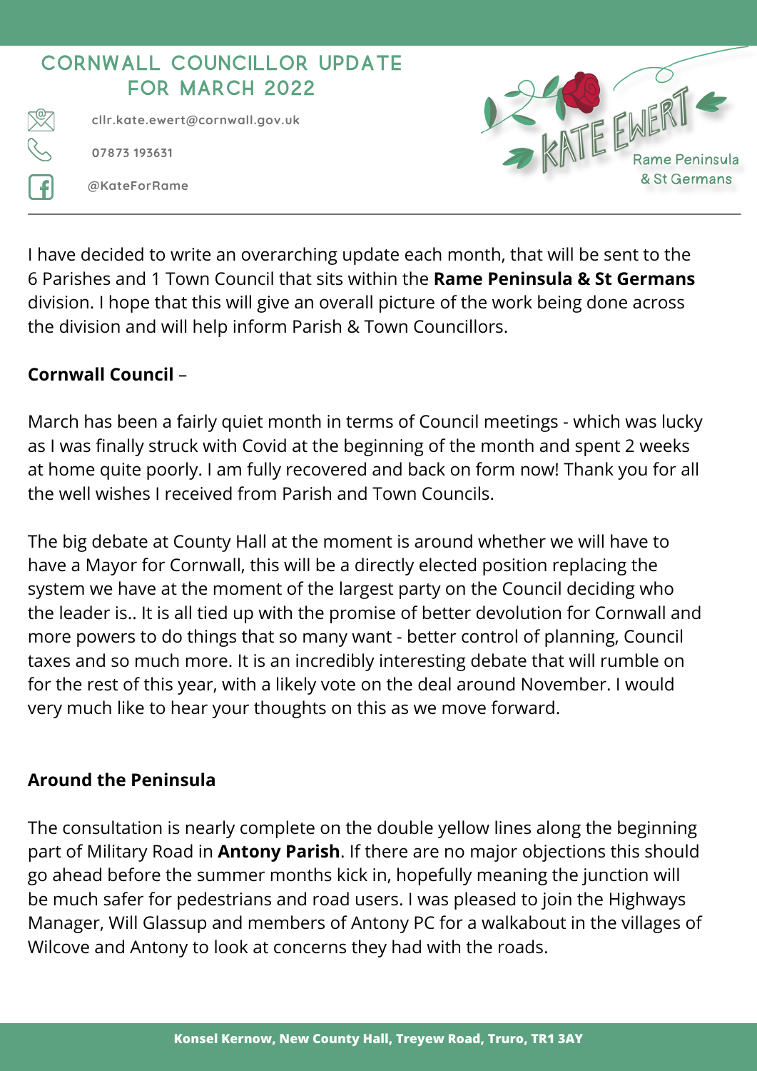# CORNWALL COUNCILLOR UPDATE FOR MARCH 2022

cllr.kate.ewert@cornwall.gov.uk

07873 193631

@KateForRame

KATE EWERT
Rame Peninsula & St Germans

---

I have decided to write an overarching update each month, that will be sent to the 6 Parishes and 1 Town Council that sits within the **Rame Peninsula & St Germans** division. I hope that this will give an overall picture of the work being done across the division and will help inform Parish & Town Councillors.

**Cornwall Council** –

March has been a fairly quiet month in terms of Council meetings - which was lucky as I was finally struck with Covid at the beginning of the month and spent 2 weeks at home quite poorly. I am fully recovered and back on form now! Thank you for all the well wishes I received from Parish and Town Councils.

The big debate at County Hall at the moment is around whether we will have to have a Mayor for Cornwall, this will be a directly elected position replacing the system we have at the moment of the largest party on the Council deciding who the leader is.. It is all tied up with the promise of better devolution for Cornwall and more powers to do things that so many want - better control of planning, Council taxes and so much more. It is an incredibly interesting debate that will rumble on for the rest of this year, with a likely vote on the deal around November. I would very much like to hear your thoughts on this as we move forward.

**Around the Peninsula**

The consultation is nearly complete on the double yellow lines along the beginning part of Military Road in **Antony Parish**. If there are no major objections this should go ahead before the summer months kick in, hopefully meaning the junction will be much safer for pedestrians and road users. I was pleased to join the Highways Manager, Will Glassup and members of Antony PC for a walkabout in the villages of Wilcove and Antony to look at concerns they had with the roads.

Konsel Kernow, New County Hall, Treyew Road, Truro, TR1 3AY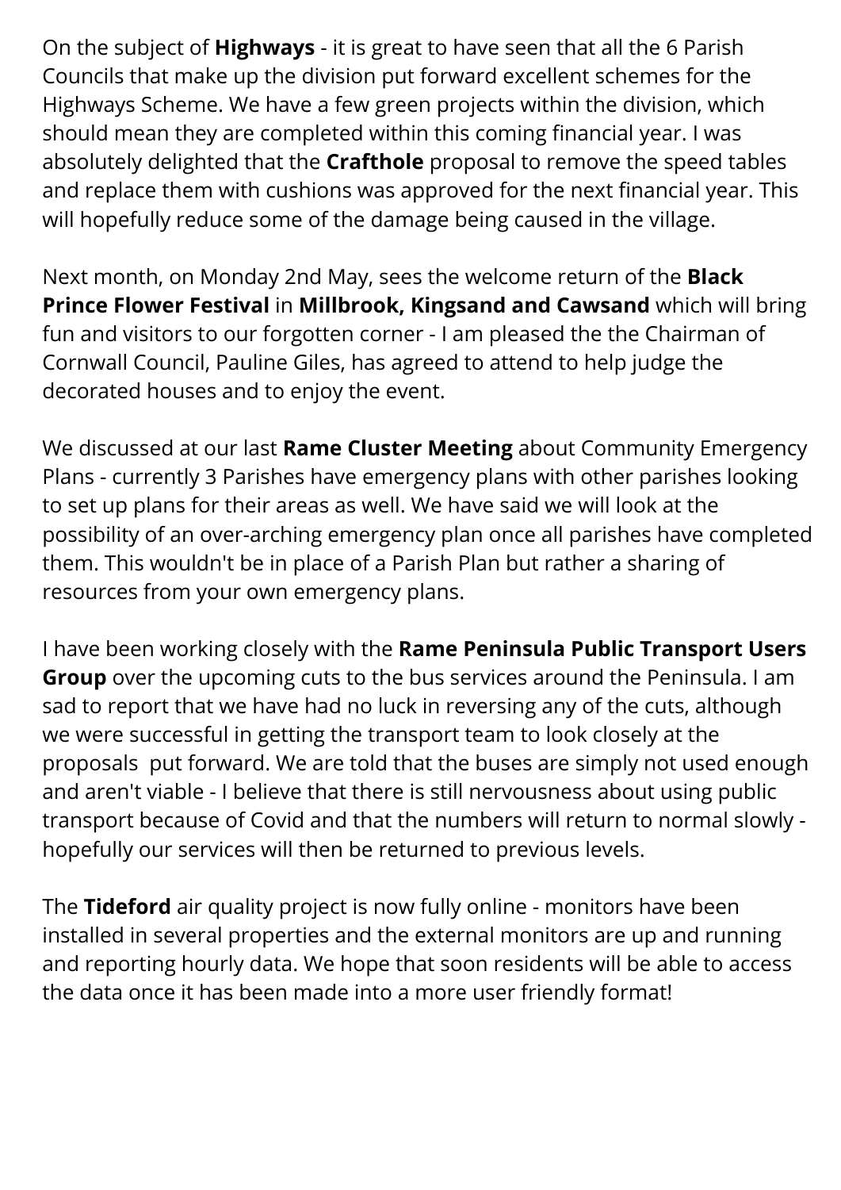On the subject of **Highways** - it is great to have seen that all the 6 Parish Councils that make up the division put forward excellent schemes for the Highways Scheme. We have a few green projects within the division, which should mean they are completed within this coming financial year. I was absolutely delighted that the **Crafthole** proposal to remove the speed tables and replace them with cushions was approved for the next financial year. This will hopefully reduce some of the damage being caused in the village.

Next month, on Monday 2nd May, sees the welcome return of the **Black Prince Flower Festival** in **Millbrook, Kingsand and Cawsand** which will bring fun and visitors to our forgotten corner - I am pleased the the Chairman of Cornwall Council, Pauline Giles, has agreed to attend to help judge the decorated houses and to enjoy the event.

We discussed at our last **Rame Cluster Meeting** about Community Emergency Plans - currently 3 Parishes have emergency plans with other parishes looking to set up plans for their areas as well. We have said we will look at the possibility of an over-arching emergency plan once all parishes have completed them. This wouldn't be in place of a Parish Plan but rather a sharing of resources from your own emergency plans.

I have been working closely with the **Rame Peninsula Public Transport Users Group** over the upcoming cuts to the bus services around the Peninsula. I am sad to report that we have had no luck in reversing any of the cuts, although we were successful in getting the transport team to look closely at the proposals put forward. We are told that the buses are simply not used enough and aren't viable - I believe that there is still nervousness about using public transport because of Covid and that the numbers will return to normal slowly - hopefully our services will then be returned to previous levels.

The **Tideford** air quality project is now fully online - monitors have been installed in several properties and the external monitors are up and running and reporting hourly data. We hope that soon residents will be able to access the data once it has been made into a more user friendly format!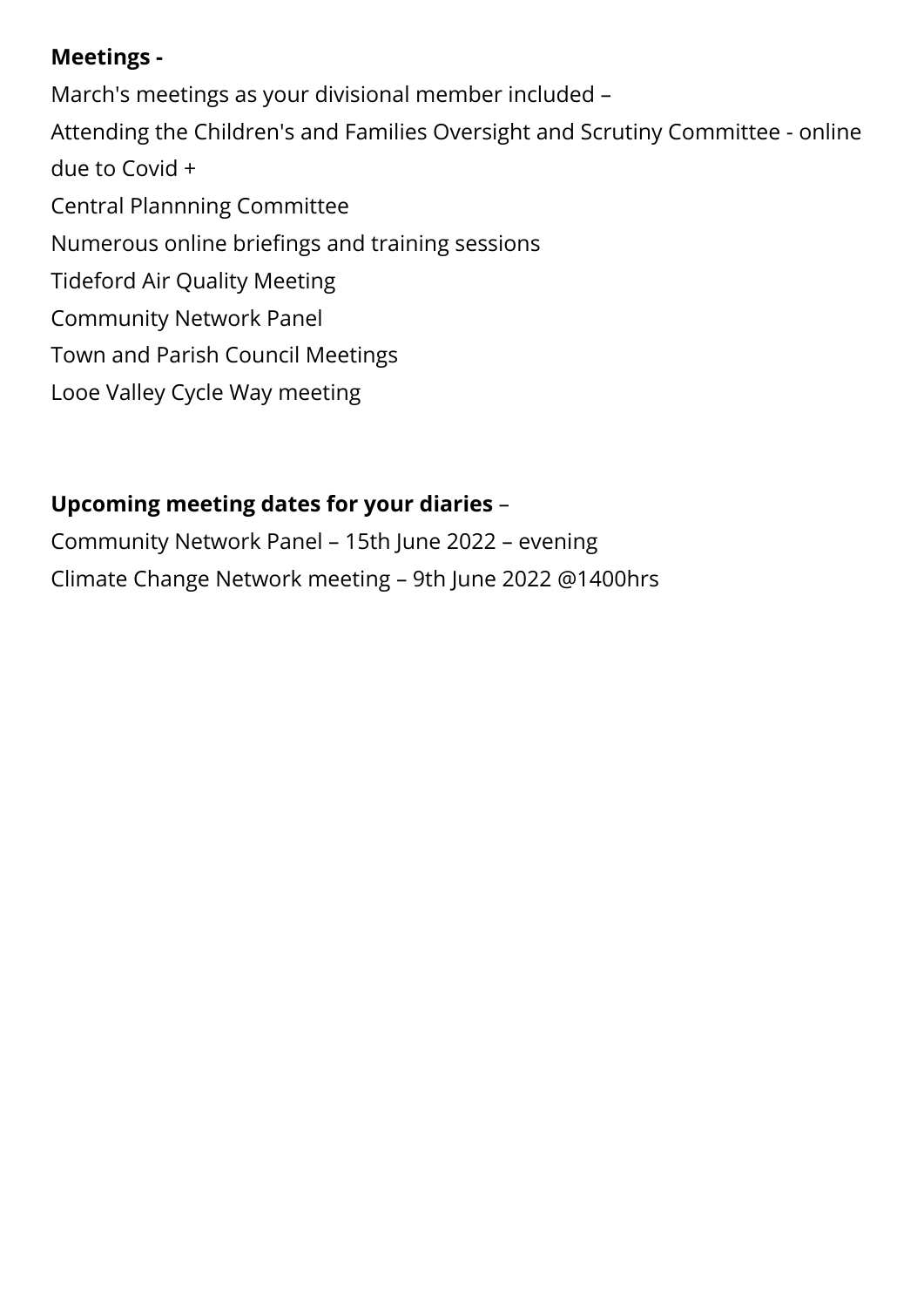**Meetings -**

March's meetings as your divisional member included –

Attending the Children's and Families Oversight and Scrutiny Committee - online due to Covid +

Central Plannning Committee

Numerous online briefings and training sessions

Tideford Air Quality Meeting

Community Network Panel

Town and Parish Council Meetings

Looe Valley Cycle Way meeting

**Upcoming meeting dates for your diaries** –

Community Network Panel – 15th June 2022 – evening

Climate Change Network meeting – 9th June 2022 @1400hrs